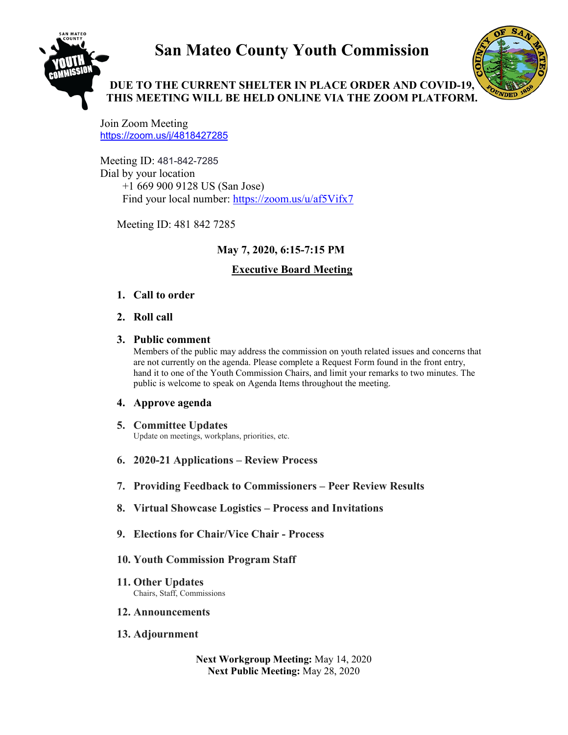# San Mateo County Youth Commission

**DUE TO THE CURRENT SHELTER IN PLACE ORDER AND COVID-19, THIS MEETING WILL BE HELD ONLINE VIA THE ZOOM PLATFORM.**

Join Zoom Meeting
https://zoom.us/j/4818427285

Meeting ID: 481-842-7285
Dial by your location
+1 669 900 9128 US (San Jose)
Find your local number: https://zoom.us/u/af5Vifx7

Meeting ID: 481 842 7285

**May 7, 2020, 6:15-7:15 PM**

## Executive Board Meeting

1. **Call to order**
2. **Roll call**
3. **Public comment**
   Members of the public may address the commission on youth related issues and concerns that are not currently on the agenda. Please complete a Request Form found in the front entry, hand it to one of the Youth Commission Chairs, and limit your remarks to two minutes. The public is welcome to speak on Agenda Items throughout the meeting.
4. **Approve agenda**
5. **Committee Updates**
   Update on meetings, workplans, priorities, etc.
6. **2020-21 Applications – Review Process**
7. **Providing Feedback to Commissioners – Peer Review Results**
8. **Virtual Showcase Logistics – Process and Invitations**
9. **Elections for Chair/Vice Chair - Process**
10. **Youth Commission Program Staff**
11. **Other Updates**
    Chairs, Staff, Commissions
12. **Announcements**
13. **Adjournment**

**Next Workgroup Meeting:** May 14, 2020
**Next Public Meeting:** May 28, 2020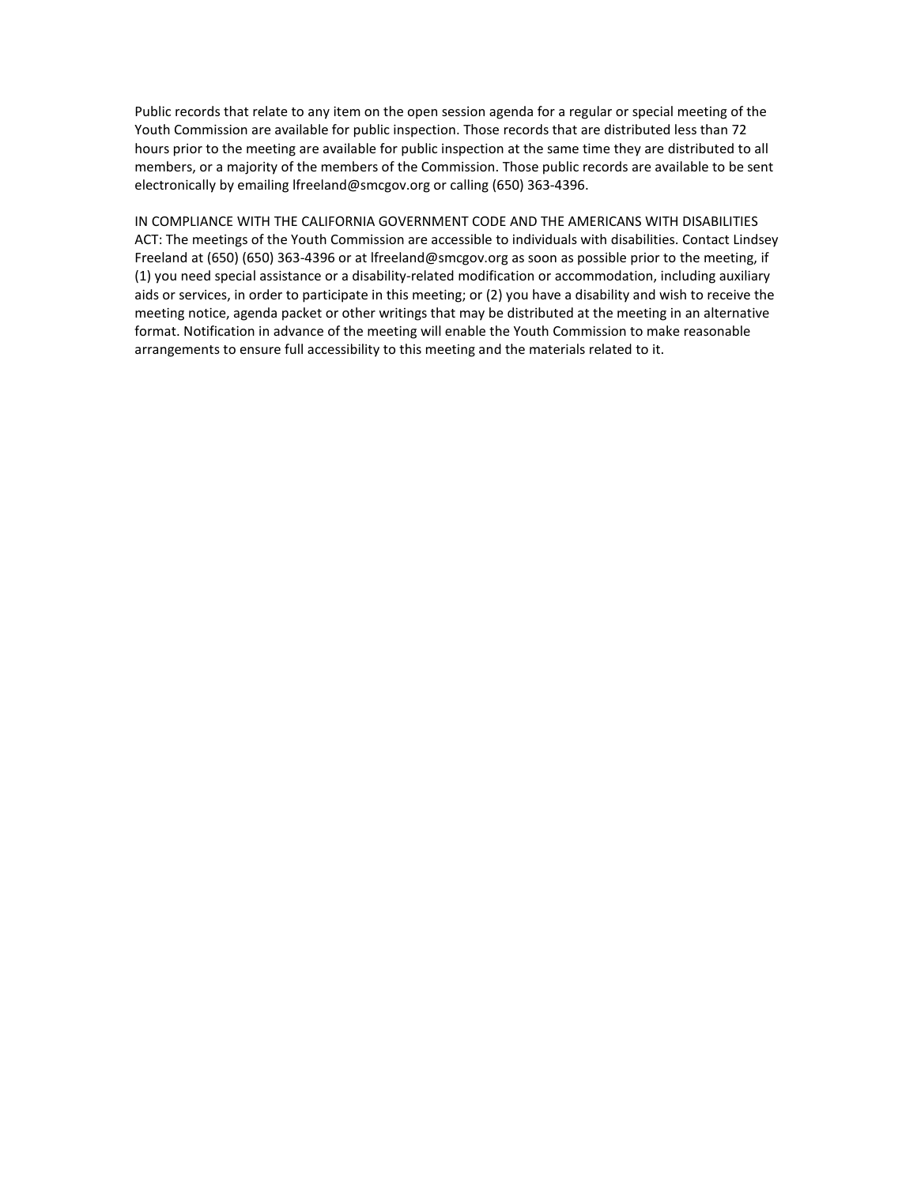Public records that relate to any item on the open session agenda for a regular or special meeting of the Youth Commission are available for public inspection. Those records that are distributed less than 72 hours prior to the meeting are available for public inspection at the same time they are distributed to all members, or a majority of the members of the Commission. Those public records are available to be sent electronically by emailing lfreeland@smcgov.org or calling (650) 363-4396.

IN COMPLIANCE WITH THE CALIFORNIA GOVERNMENT CODE AND THE AMERICANS WITH DISABILITIES ACT: The meetings of the Youth Commission are accessible to individuals with disabilities. Contact Lindsey Freeland at (650) (650) 363-4396 or at lfreeland@smcgov.org as soon as possible prior to the meeting, if (1) you need special assistance or a disability-related modification or accommodation, including auxiliary aids or services, in order to participate in this meeting; or (2) you have a disability and wish to receive the meeting notice, agenda packet or other writings that may be distributed at the meeting in an alternative format. Notification in advance of the meeting will enable the Youth Commission to make reasonable arrangements to ensure full accessibility to this meeting and the materials related to it.